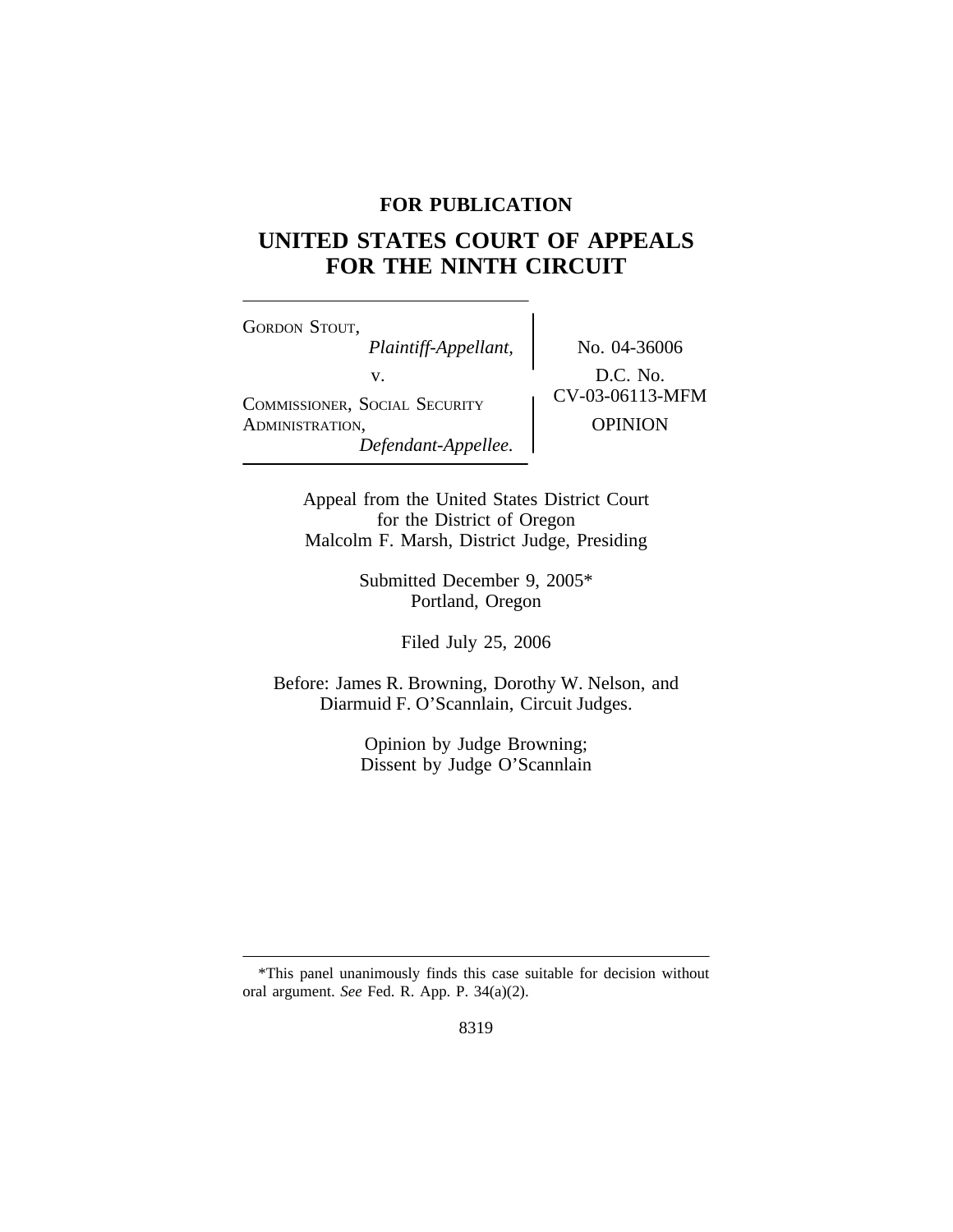**FOR PUBLICATION**

# UNITED STATES COURT OF APPEALS FOR THE NINTH CIRCUIT

GORDON STOUT,
*Plaintiff-Appellant,*

v.

COMMISSIONER, SOCIAL SECURITY ADMINISTRATION,
*Defendant-Appellee.*

No. 04-36006

D.C. No. CV-03-06113-MFM

OPINION

Appeal from the United States District Court for the District of Oregon
Malcolm F. Marsh, District Judge, Presiding

Submitted December 9, 2005*
Portland, Oregon

Filed July 25, 2006

Before: James R. Browning, Dorothy W. Nelson, and Diarmuid F. O'Scannlain, Circuit Judges.

Opinion by Judge Browning;
Dissent by Judge O'Scannlain

---

*This panel unanimously finds this case suitable for decision without oral argument. *See* Fed. R. App. P. 34(a)(2).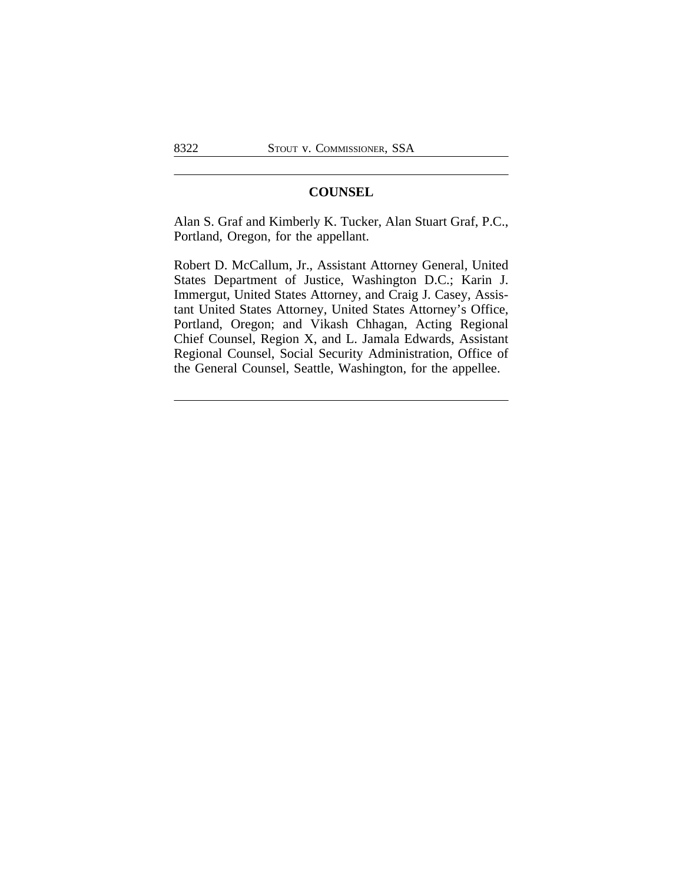## COUNSEL

Alan S. Graf and Kimberly K. Tucker, Alan Stuart Graf, P.C., Portland, Oregon, for the appellant.

Robert D. McCallum, Jr., Assistant Attorney General, United States Department of Justice, Washington D.C.; Karin J. Immergut, United States Attorney, and Craig J. Casey, Assistant United States Attorney, United States Attorney's Office, Portland, Oregon; and Vikash Chhagan, Acting Regional Chief Counsel, Region X, and L. Jamala Edwards, Assistant Regional Counsel, Social Security Administration, Office of the General Counsel, Seattle, Washington, for the appellee.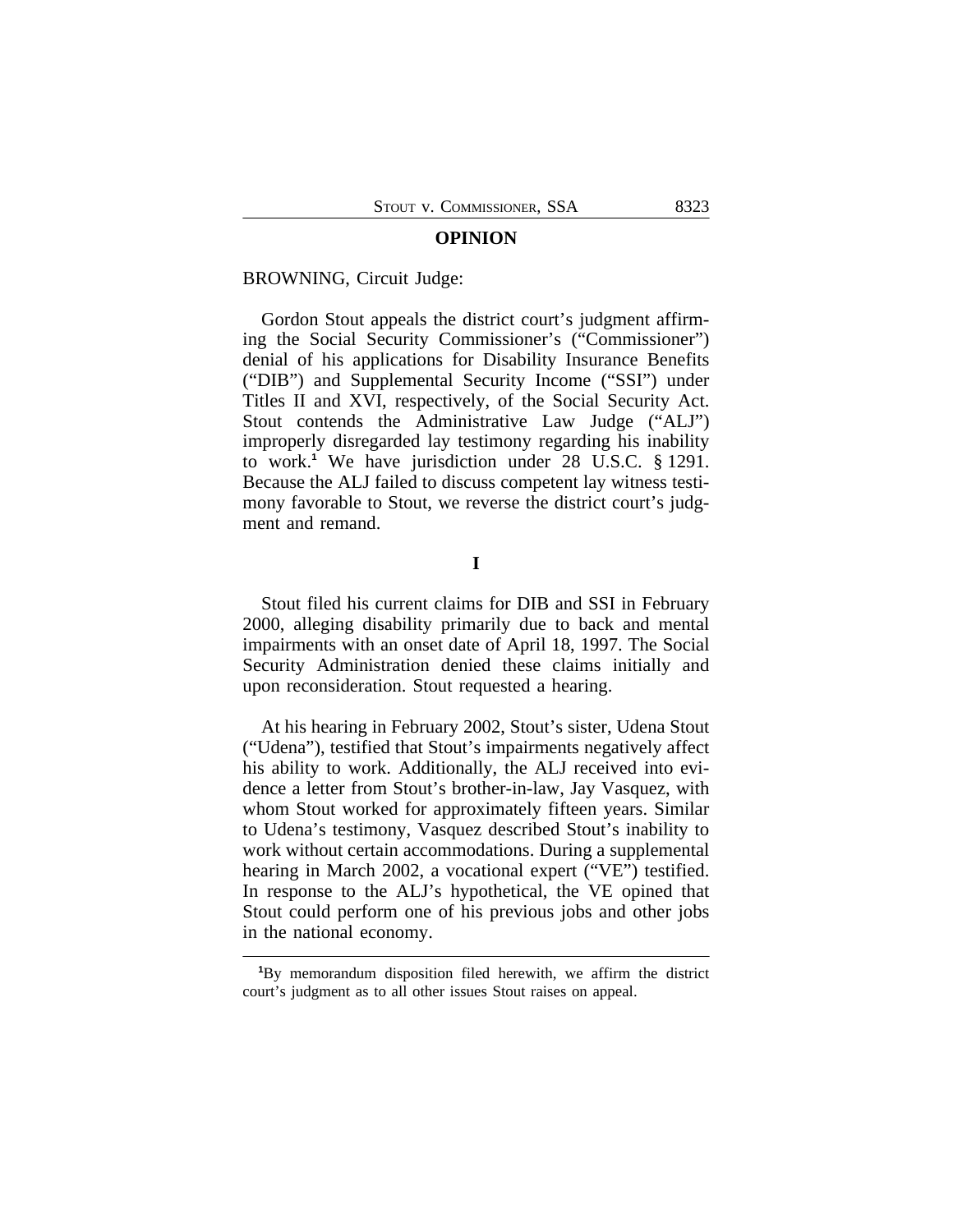## OPINION

BROWNING, Circuit Judge:

Gordon Stout appeals the district court's judgment affirming the Social Security Commissioner's ("Commissioner") denial of his applications for Disability Insurance Benefits ("DIB") and Supplemental Security Income ("SSI") under Titles II and XVI, respectively, of the Social Security Act. Stout contends the Administrative Law Judge ("ALJ") improperly disregarded lay testimony regarding his inability to work.[1] We have jurisdiction under 28 U.S.C. § 1291. Because the ALJ failed to discuss competent lay witness testimony favorable to Stout, we reverse the district court's judgment and remand.

### I

Stout filed his current claims for DIB and SSI in February 2000, alleging disability primarily due to back and mental impairments with an onset date of April 18, 1997. The Social Security Administration denied these claims initially and upon reconsideration. Stout requested a hearing.

At his hearing in February 2002, Stout's sister, Udena Stout ("Udena"), testified that Stout's impairments negatively affect his ability to work. Additionally, the ALJ received into evidence a letter from Stout's brother-in-law, Jay Vasquez, with whom Stout worked for approximately fifteen years. Similar to Udena's testimony, Vasquez described Stout's inability to work without certain accommodations. During a supplemental hearing in March 2002, a vocational expert ("VE") testified. In response to the ALJ's hypothetical, the VE opined that Stout could perform one of his previous jobs and other jobs in the national economy.

[1]By memorandum disposition filed herewith, we affirm the district court's judgment as to all other issues Stout raises on appeal.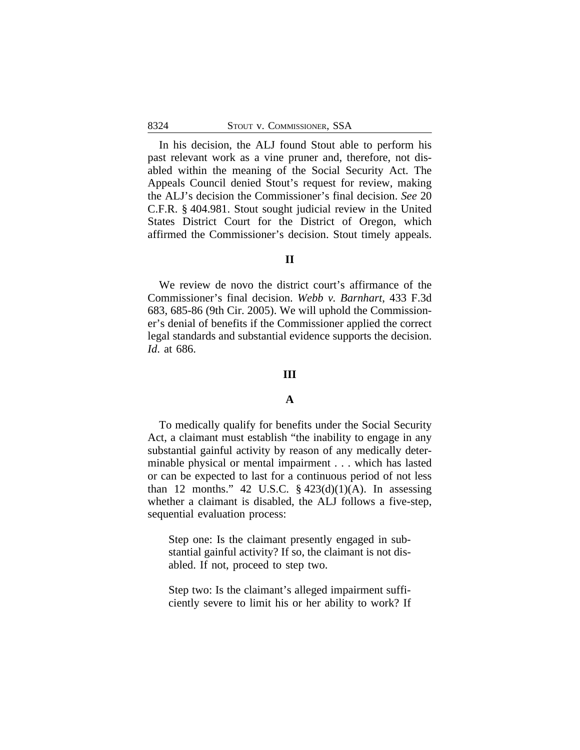In his decision, the ALJ found Stout able to perform his past relevant work as a vine pruner and, therefore, not disabled within the meaning of the Social Security Act. The Appeals Council denied Stout's request for review, making the ALJ's decision the Commissioner's final decision. *See* 20 C.F.R. § 404.981. Stout sought judicial review in the United States District Court for the District of Oregon, which affirmed the Commissioner's decision. Stout timely appeals.

## II

We review de novo the district court's affirmance of the Commissioner's final decision. *Webb v. Barnhart*, 433 F.3d 683, 685-86 (9th Cir. 2005). We will uphold the Commissioner's denial of benefits if the Commissioner applied the correct legal standards and substantial evidence supports the decision. *Id*. at 686.

## III

### A

To medically qualify for benefits under the Social Security Act, a claimant must establish "the inability to engage in any substantial gainful activity by reason of any medically determinable physical or mental impairment . . . which has lasted or can be expected to last for a continuous period of not less than 12 months." 42 U.S.C. § 423(d)(1)(A). In assessing whether a claimant is disabled, the ALJ follows a five-step, sequential evaluation process:

> Step one: Is the claimant presently engaged in substantial gainful activity? If so, the claimant is not disabled. If not, proceed to step two.
>
> Step two: Is the claimant's alleged impairment sufficiently severe to limit his or her ability to work? If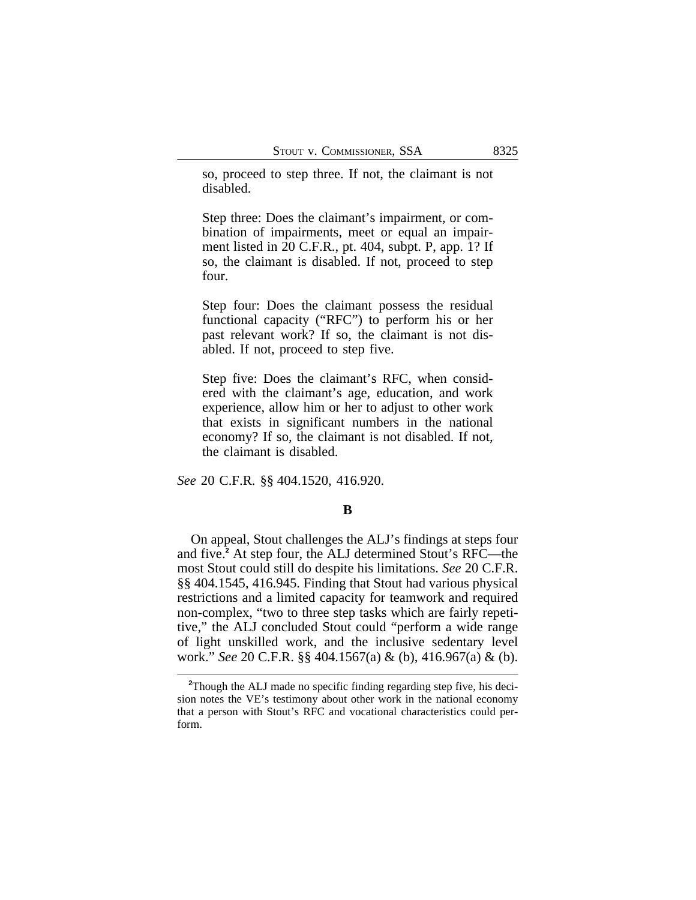so, proceed to step three. If not, the claimant is not disabled.

> Step three: Does the claimant's impairment, or combination of impairments, meet or equal an impairment listed in 20 C.F.R., pt. 404, subpt. P, app. 1? If so, the claimant is disabled. If not, proceed to step four.
>
> Step four: Does the claimant possess the residual functional capacity ("RFC") to perform his or her past relevant work? If so, the claimant is not disabled. If not, proceed to step five.
>
> Step five: Does the claimant's RFC, when considered with the claimant's age, education, and work experience, allow him or her to adjust to other work that exists in significant numbers in the national economy? If so, the claimant is not disabled. If not, the claimant is disabled.

*See* 20 C.F.R. §§ 404.1520, 416.920.

**B**

On appeal, Stout challenges the ALJ's findings at steps four and five.[2] At step four, the ALJ determined Stout's RFC—the most Stout could still do despite his limitations. *See* 20 C.F.R. §§ 404.1545, 416.945. Finding that Stout had various physical restrictions and a limited capacity for teamwork and required non-complex, "two to three step tasks which are fairly repetitive," the ALJ concluded Stout could "perform a wide range of light unskilled work, and the inclusive sedentary level work." *See* 20 C.F.R. §§ 404.1567(a) & (b), 416.967(a) & (b).

[2]Though the ALJ made no specific finding regarding step five, his decision notes the VE's testimony about other work in the national economy that a person with Stout's RFC and vocational characteristics could perform.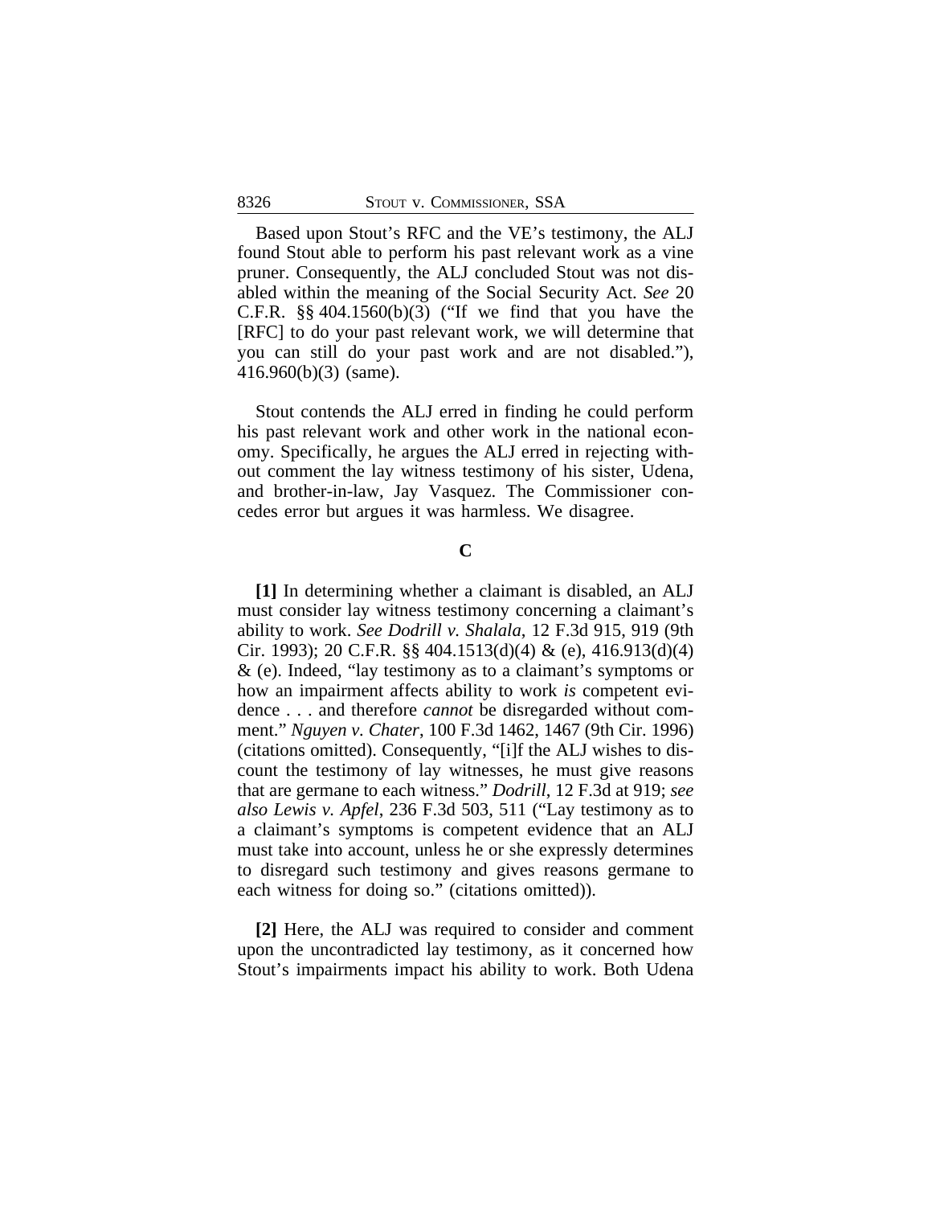Based upon Stout's RFC and the VE's testimony, the ALJ found Stout able to perform his past relevant work as a vine pruner. Consequently, the ALJ concluded Stout was not disabled within the meaning of the Social Security Act. *See* 20 C.F.R. §§ 404.1560(b)(3) ("If we find that you have the [RFC] to do your past relevant work, we will determine that you can still do your past work and are not disabled."), 416.960(b)(3) (same).

Stout contends the ALJ erred in finding he could perform his past relevant work and other work in the national economy. Specifically, he argues the ALJ erred in rejecting without comment the lay witness testimony of his sister, Udena, and brother-in-law, Jay Vasquez. The Commissioner concedes error but argues it was harmless. We disagree.

### C

**[1]** In determining whether a claimant is disabled, an ALJ must consider lay witness testimony concerning a claimant's ability to work. *See Dodrill v. Shalala*, 12 F.3d 915, 919 (9th Cir. 1993); 20 C.F.R. §§ 404.1513(d)(4) & (e), 416.913(d)(4) & (e). Indeed, "lay testimony as to a claimant's symptoms or how an impairment affects ability to work *is* competent evidence . . . and therefore *cannot* be disregarded without comment." *Nguyen v. Chater*, 100 F.3d 1462, 1467 (9th Cir. 1996) (citations omitted). Consequently, "[i]f the ALJ wishes to discount the testimony of lay witnesses, he must give reasons that are germane to each witness." *Dodrill*, 12 F.3d at 919; *see also Lewis v. Apfel*, 236 F.3d 503, 511 ("Lay testimony as to a claimant's symptoms is competent evidence that an ALJ must take into account, unless he or she expressly determines to disregard such testimony and gives reasons germane to each witness for doing so." (citations omitted)).

**[2]** Here, the ALJ was required to consider and comment upon the uncontradicted lay testimony, as it concerned how Stout's impairments impact his ability to work. Both Udena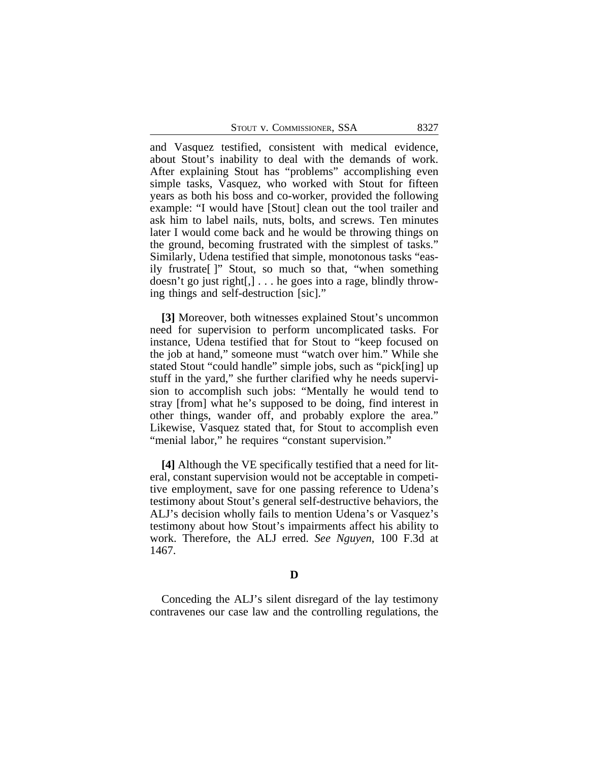and Vasquez testified, consistent with medical evidence, about Stout's inability to deal with the demands of work. After explaining Stout has "problems" accomplishing even simple tasks, Vasquez, who worked with Stout for fifteen years as both his boss and co-worker, provided the following example: "I would have [Stout] clean out the tool trailer and ask him to label nails, nuts, bolts, and screws. Ten minutes later I would come back and he would be throwing things on the ground, becoming frustrated with the simplest of tasks." Similarly, Udena testified that simple, monotonous tasks "easily frustrate[ ]" Stout, so much so that, "when something doesn't go just right[,] . . . he goes into a rage, blindly throwing things and self-destruction [sic]."

**[3]** Moreover, both witnesses explained Stout's uncommon need for supervision to perform uncomplicated tasks. For instance, Udena testified that for Stout to "keep focused on the job at hand," someone must "watch over him." While she stated Stout "could handle" simple jobs, such as "pick[ing] up stuff in the yard," she further clarified why he needs supervision to accomplish such jobs: "Mentally he would tend to stray [from] what he's supposed to be doing, find interest in other things, wander off, and probably explore the area." Likewise, Vasquez stated that, for Stout to accomplish even "menial labor," he requires "constant supervision."

**[4]** Although the VE specifically testified that a need for literal, constant supervision would not be acceptable in competitive employment, save for one passing reference to Udena's testimony about Stout's general self-destructive behaviors, the ALJ's decision wholly fails to mention Udena's or Vasquez's testimony about how Stout's impairments affect his ability to work. Therefore, the ALJ erred. *See Nguyen*, 100 F.3d at 1467.

### D

Conceding the ALJ's silent disregard of the lay testimony contravenes our case law and the controlling regulations, the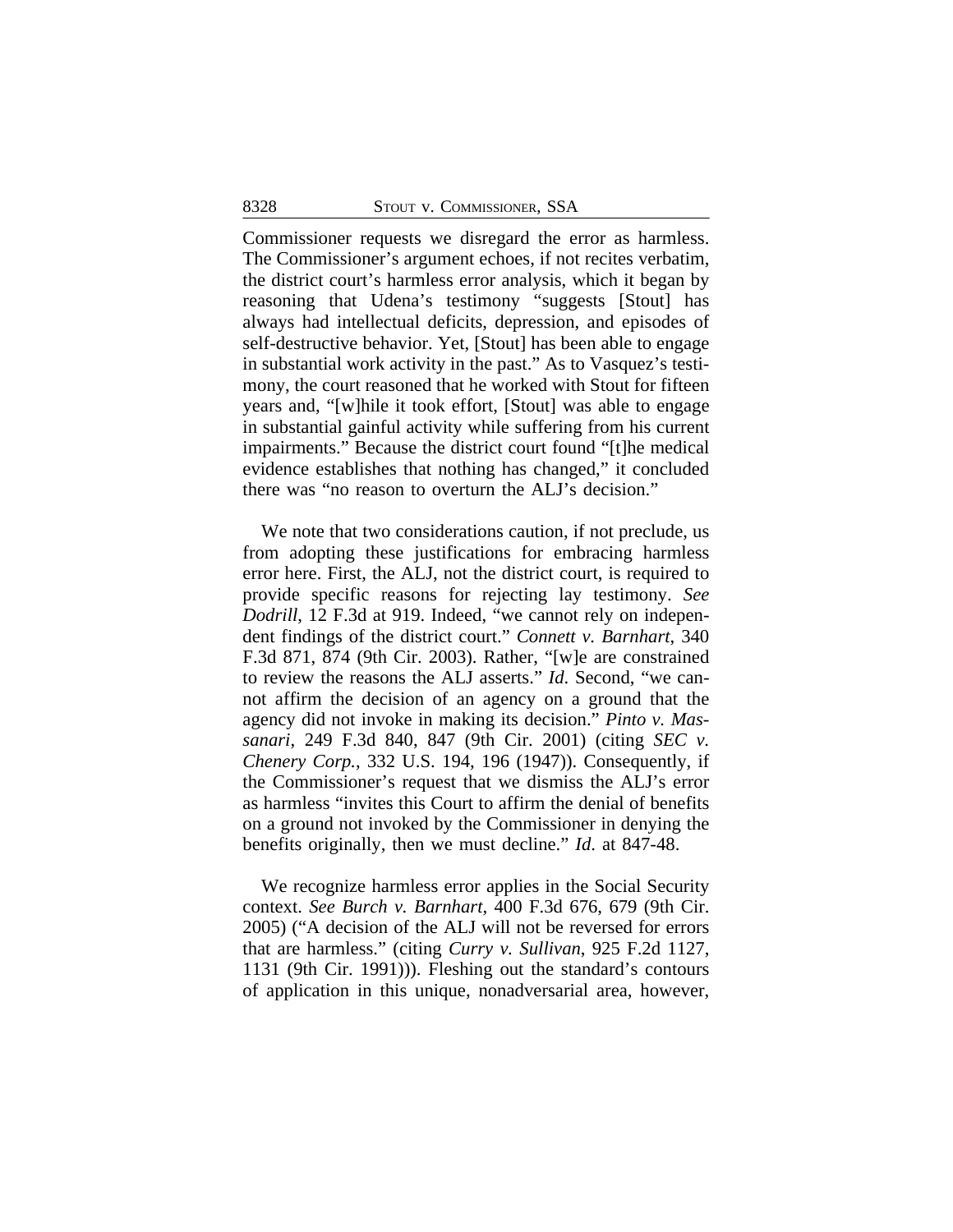Commissioner requests we disregard the error as harmless. The Commissioner's argument echoes, if not recites verbatim, the district court's harmless error analysis, which it began by reasoning that Udena's testimony "suggests [Stout] has always had intellectual deficits, depression, and episodes of self-destructive behavior. Yet, [Stout] has been able to engage in substantial work activity in the past." As to Vasquez's testimony, the court reasoned that he worked with Stout for fifteen years and, "[w]hile it took effort, [Stout] was able to engage in substantial gainful activity while suffering from his current impairments." Because the district court found "[t]he medical evidence establishes that nothing has changed," it concluded there was "no reason to overturn the ALJ's decision."

We note that two considerations caution, if not preclude, us from adopting these justifications for embracing harmless error here. First, the ALJ, not the district court, is required to provide specific reasons for rejecting lay testimony. *See Dodrill*, 12 F.3d at 919. Indeed, "we cannot rely on independent findings of the district court." *Connett v. Barnhart*, 340 F.3d 871, 874 (9th Cir. 2003). Rather, "[w]e are constrained to review the reasons the ALJ asserts." *Id.* Second, "we cannot affirm the decision of an agency on a ground that the agency did not invoke in making its decision." *Pinto v. Massanari*, 249 F.3d 840, 847 (9th Cir. 2001) (citing *SEC v. Chenery Corp.*, 332 U.S. 194, 196 (1947)). Consequently, if the Commissioner's request that we dismiss the ALJ's error as harmless "invites this Court to affirm the denial of benefits on a ground not invoked by the Commissioner in denying the benefits originally, then we must decline." *Id.* at 847-48.

We recognize harmless error applies in the Social Security context. *See Burch v. Barnhart*, 400 F.3d 676, 679 (9th Cir. 2005) ("A decision of the ALJ will not be reversed for errors that are harmless." (citing *Curry v. Sullivan*, 925 F.2d 1127, 1131 (9th Cir. 1991))). Fleshing out the standard's contours of application in this unique, nonadversarial area, however,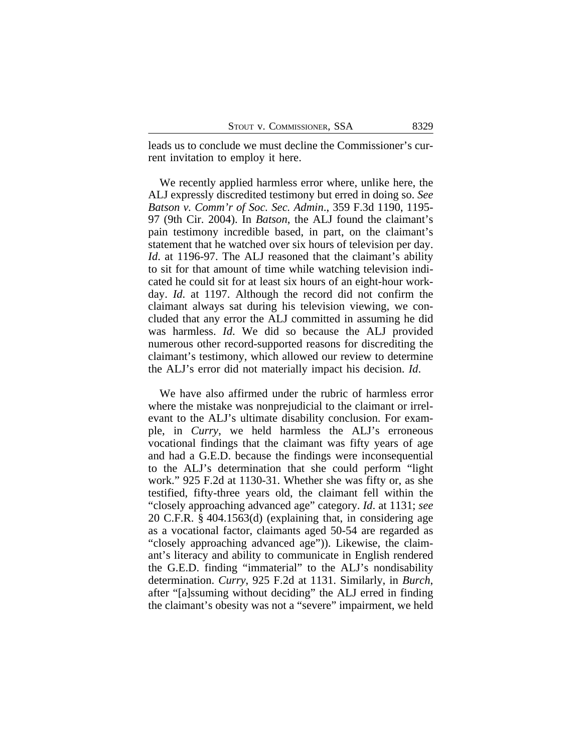leads us to conclude we must decline the Commissioner's current invitation to employ it here.

We recently applied harmless error where, unlike here, the ALJ expressly discredited testimony but erred in doing so. *See Batson v. Comm'r of Soc. Sec. Admin.*, 359 F.3d 1190, 1195-97 (9th Cir. 2004). In *Batson*, the ALJ found the claimant's pain testimony incredible based, in part, on the claimant's statement that he watched over six hours of television per day. *Id*. at 1196-97. The ALJ reasoned that the claimant's ability to sit for that amount of time while watching television indicated he could sit for at least six hours of an eight-hour workday. *Id*. at 1197. Although the record did not confirm the claimant always sat during his television viewing, we concluded that any error the ALJ committed in assuming he did was harmless. *Id*. We did so because the ALJ provided numerous other record-supported reasons for discrediting the claimant's testimony, which allowed our review to determine the ALJ's error did not materially impact his decision. *Id*.

We have also affirmed under the rubric of harmless error where the mistake was nonprejudicial to the claimant or irrelevant to the ALJ's ultimate disability conclusion. For example, in *Curry*, we held harmless the ALJ's erroneous vocational findings that the claimant was fifty years of age and had a G.E.D. because the findings were inconsequential to the ALJ's determination that she could perform "light work." 925 F.2d at 1130-31. Whether she was fifty or, as she testified, fifty-three years old, the claimant fell within the "closely approaching advanced age" category. *Id*. at 1131; *see* 20 C.F.R. § 404.1563(d) (explaining that, in considering age as a vocational factor, claimants aged 50-54 are regarded as "closely approaching advanced age")). Likewise, the claimant's literacy and ability to communicate in English rendered the G.E.D. finding "immaterial" to the ALJ's nondisability determination. *Curry*, 925 F.2d at 1131. Similarly, in *Burch*, after "[a]ssuming without deciding" the ALJ erred in finding the claimant's obesity was not a "severe" impairment, we held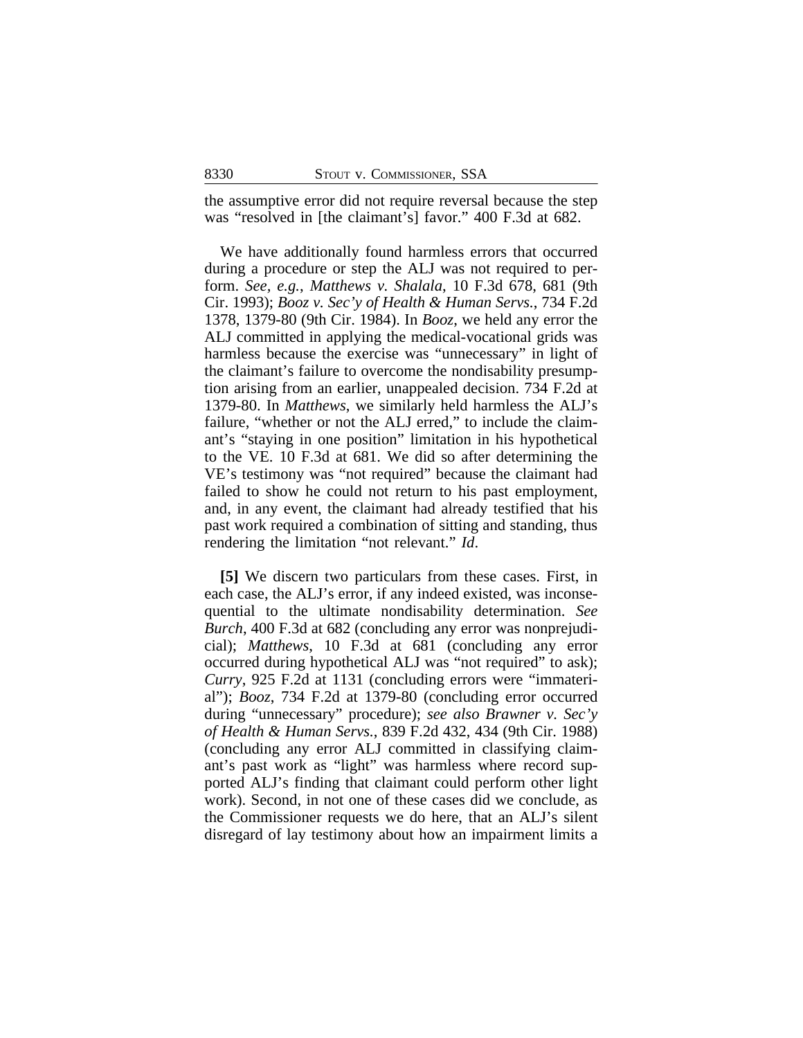the assumptive error did not require reversal because the step was "resolved in [the claimant's] favor." 400 F.3d at 682.

We have additionally found harmless errors that occurred during a procedure or step the ALJ was not required to perform. *See, e.g.*, *Matthews v. Shalala*, 10 F.3d 678, 681 (9th Cir. 1993); *Booz v. Sec'y of Health & Human Servs.*, 734 F.2d 1378, 1379-80 (9th Cir. 1984). In *Booz*, we held any error the ALJ committed in applying the medical-vocational grids was harmless because the exercise was "unnecessary" in light of the claimant's failure to overcome the nondisability presumption arising from an earlier, unappealed decision. 734 F.2d at 1379-80. In *Matthews*, we similarly held harmless the ALJ's failure, "whether or not the ALJ erred," to include the claimant's "staying in one position" limitation in his hypothetical to the VE. 10 F.3d at 681. We did so after determining the VE's testimony was "not required" because the claimant had failed to show he could not return to his past employment, and, in any event, the claimant had already testified that his past work required a combination of sitting and standing, thus rendering the limitation "not relevant." *Id*.

**[5]** We discern two particulars from these cases. First, in each case, the ALJ's error, if any indeed existed, was inconsequential to the ultimate nondisability determination. *See Burch*, 400 F.3d at 682 (concluding any error was nonprejudicial); *Matthews*, 10 F.3d at 681 (concluding any error occurred during hypothetical ALJ was "not required" to ask); *Curry*, 925 F.2d at 1131 (concluding errors were "immaterial"); *Booz*, 734 F.2d at 1379-80 (concluding error occurred during "unnecessary" procedure); *see also Brawner v. Sec'y of Health & Human Servs.*, 839 F.2d 432, 434 (9th Cir. 1988) (concluding any error ALJ committed in classifying claimant's past work as "light" was harmless where record supported ALJ's finding that claimant could perform other light work). Second, in not one of these cases did we conclude, as the Commissioner requests we do here, that an ALJ's silent disregard of lay testimony about how an impairment limits a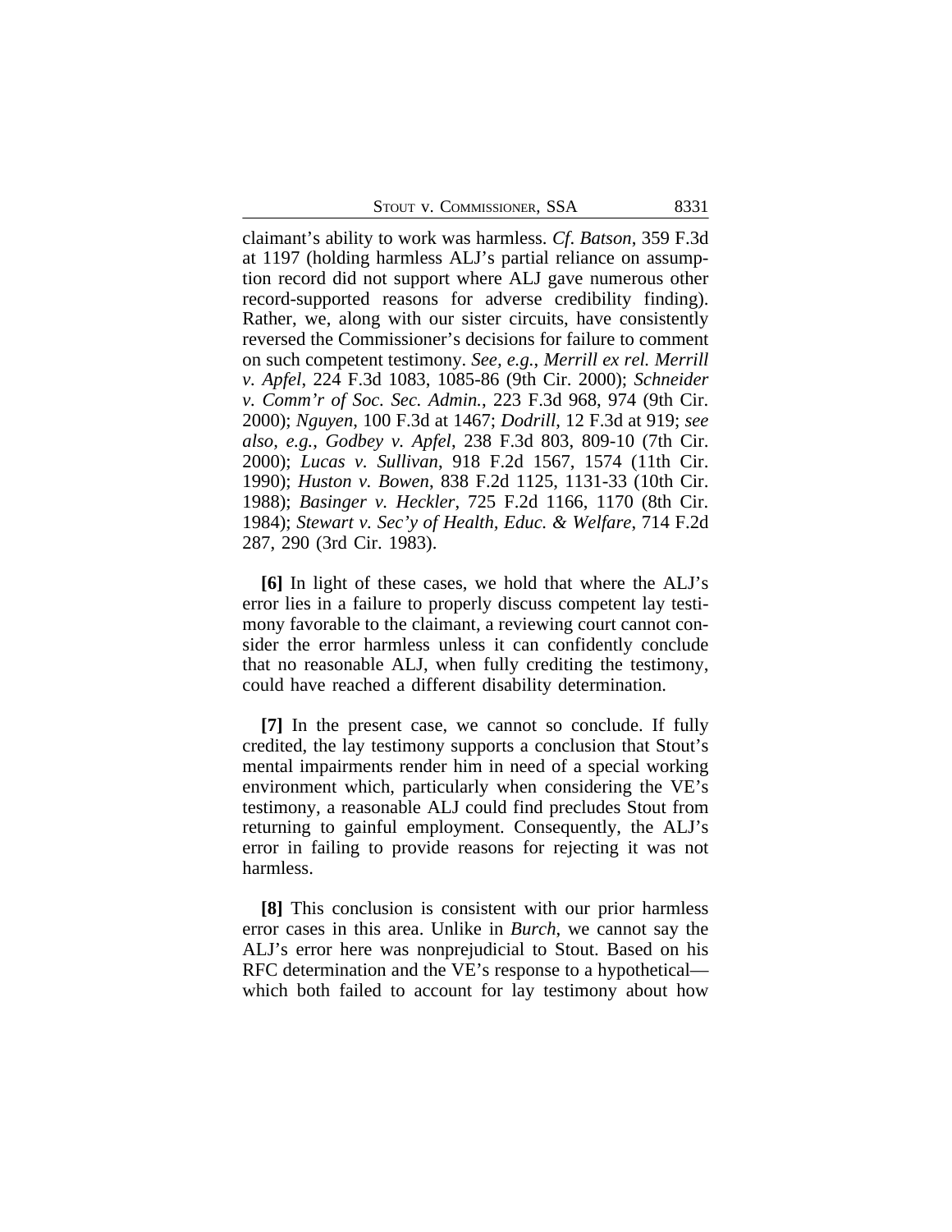claimant's ability to work was harmless. *Cf. Batson*, 359 F.3d at 1197 (holding harmless ALJ's partial reliance on assumption record did not support where ALJ gave numerous other record-supported reasons for adverse credibility finding). Rather, we, along with our sister circuits, have consistently reversed the Commissioner's decisions for failure to comment on such competent testimony. *See, e.g.*, *Merrill ex rel. Merrill v. Apfel*, 224 F.3d 1083, 1085-86 (9th Cir. 2000); *Schneider v. Comm'r of Soc. Sec. Admin.*, 223 F.3d 968, 974 (9th Cir. 2000); *Nguyen*, 100 F.3d at 1467; *Dodrill*, 12 F.3d at 919; *see also, e.g.*, *Godbey v. Apfel*, 238 F.3d 803, 809-10 (7th Cir. 2000); *Lucas v. Sullivan*, 918 F.2d 1567, 1574 (11th Cir. 1990); *Huston v. Bowen*, 838 F.2d 1125, 1131-33 (10th Cir. 1988); *Basinger v. Heckler*, 725 F.2d 1166, 1170 (8th Cir. 1984); *Stewart v. Sec'y of Health, Educ. & Welfare*, 714 F.2d 287, 290 (3rd Cir. 1983).

**[6]** In light of these cases, we hold that where the ALJ's error lies in a failure to properly discuss competent lay testimony favorable to the claimant, a reviewing court cannot consider the error harmless unless it can confidently conclude that no reasonable ALJ, when fully crediting the testimony, could have reached a different disability determination.

**[7]** In the present case, we cannot so conclude. If fully credited, the lay testimony supports a conclusion that Stout's mental impairments render him in need of a special working environment which, particularly when considering the VE's testimony, a reasonable ALJ could find precludes Stout from returning to gainful employment. Consequently, the ALJ's error in failing to provide reasons for rejecting it was not harmless.

**[8]** This conclusion is consistent with our prior harmless error cases in this area. Unlike in *Burch*, we cannot say the ALJ's error here was nonprejudicial to Stout. Based on his RFC determination and the VE's response to a hypothetical—which both failed to account for lay testimony about how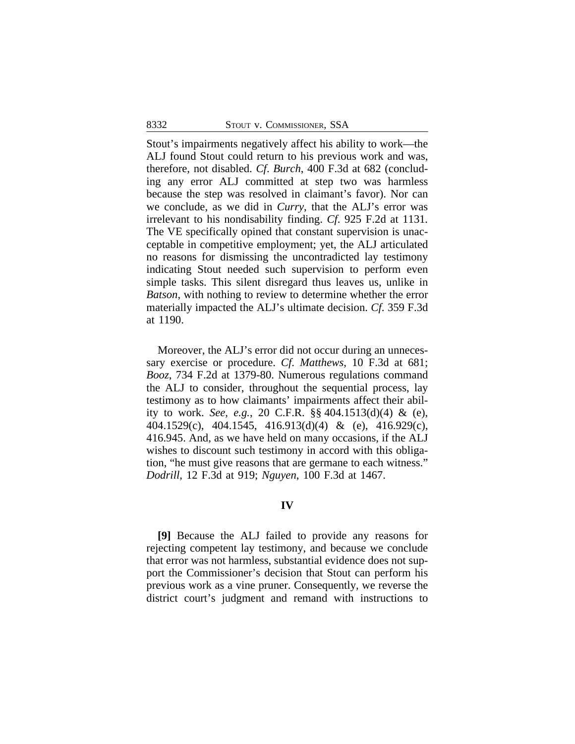Stout's impairments negatively affect his ability to work—the ALJ found Stout could return to his previous work and was, therefore, not disabled. *Cf*. *Burch*, 400 F.3d at 682 (concluding any error ALJ committed at step two was harmless because the step was resolved in claimant's favor). Nor can we conclude, as we did in *Curry*, that the ALJ's error was irrelevant to his nondisability finding. *Cf*. 925 F.2d at 1131. The VE specifically opined that constant supervision is unacceptable in competitive employment; yet, the ALJ articulated no reasons for dismissing the uncontradicted lay testimony indicating Stout needed such supervision to perform even simple tasks. This silent disregard thus leaves us, unlike in *Batson*, with nothing to review to determine whether the error materially impacted the ALJ's ultimate decision. *Cf*. 359 F.3d at 1190.

Moreover, the ALJ's error did not occur during an unnecessary exercise or procedure. *Cf. Matthews*, 10 F.3d at 681; *Booz*, 734 F.2d at 1379-80. Numerous regulations command the ALJ to consider, throughout the sequential process, lay testimony as to how claimants' impairments affect their ability to work. *See, e.g.*, 20 C.F.R. §§ 404.1513(d)(4) & (e), 404.1529(c), 404.1545, 416.913(d)(4) & (e), 416.929(c), 416.945. And, as we have held on many occasions, if the ALJ wishes to discount such testimony in accord with this obligation, "he must give reasons that are germane to each witness." *Dodrill*, 12 F.3d at 919; *Nguyen*, 100 F.3d at 1467.

## IV

**[9]** Because the ALJ failed to provide any reasons for rejecting competent lay testimony, and because we conclude that error was not harmless, substantial evidence does not support the Commissioner's decision that Stout can perform his previous work as a vine pruner. Consequently, we reverse the district court's judgment and remand with instructions to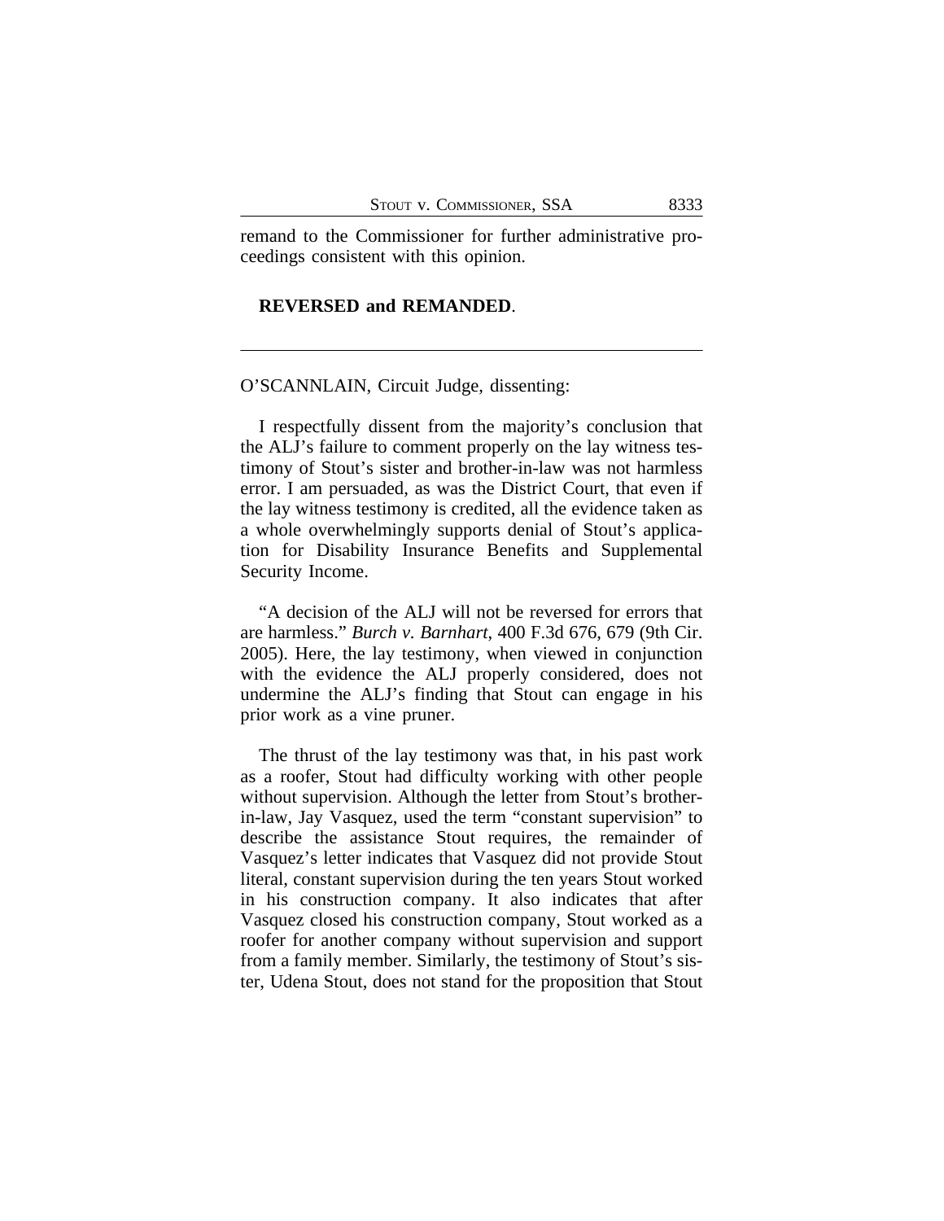remand to the Commissioner for further administrative proceedings consistent with this opinion.

**REVERSED and REMANDED**.

---

O'SCANNLAIN, Circuit Judge, dissenting:

I respectfully dissent from the majority's conclusion that the ALJ's failure to comment properly on the lay witness testimony of Stout's sister and brother-in-law was not harmless error. I am persuaded, as was the District Court, that even if the lay witness testimony is credited, all the evidence taken as a whole overwhelmingly supports denial of Stout's application for Disability Insurance Benefits and Supplemental Security Income.

"A decision of the ALJ will not be reversed for errors that are harmless." *Burch v. Barnhart*, 400 F.3d 676, 679 (9th Cir. 2005). Here, the lay testimony, when viewed in conjunction with the evidence the ALJ properly considered, does not undermine the ALJ's finding that Stout can engage in his prior work as a vine pruner.

The thrust of the lay testimony was that, in his past work as a roofer, Stout had difficulty working with other people without supervision. Although the letter from Stout's brother-in-law, Jay Vasquez, used the term "constant supervision" to describe the assistance Stout requires, the remainder of Vasquez's letter indicates that Vasquez did not provide Stout literal, constant supervision during the ten years Stout worked in his construction company. It also indicates that after Vasquez closed his construction company, Stout worked as a roofer for another company without supervision and support from a family member. Similarly, the testimony of Stout's sister, Udena Stout, does not stand for the proposition that Stout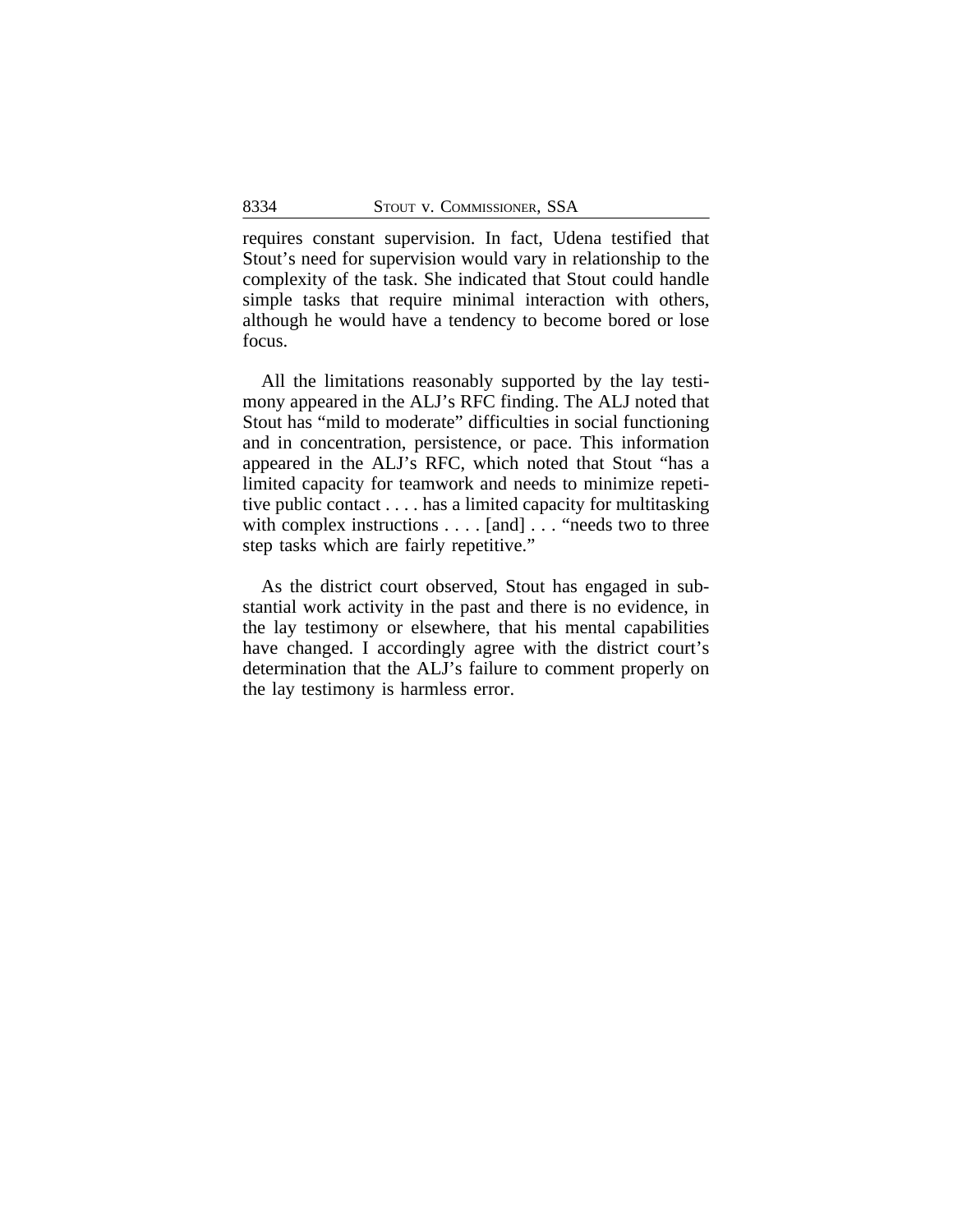requires constant supervision. In fact, Udena testified that Stout's need for supervision would vary in relationship to the complexity of the task. She indicated that Stout could handle simple tasks that require minimal interaction with others, although he would have a tendency to become bored or lose focus.

All the limitations reasonably supported by the lay testimony appeared in the ALJ's RFC finding. The ALJ noted that Stout has "mild to moderate" difficulties in social functioning and in concentration, persistence, or pace. This information appeared in the ALJ's RFC, which noted that Stout "has a limited capacity for teamwork and needs to minimize repetitive public contact . . . . has a limited capacity for multitasking with complex instructions . . . . [and] . . . "needs two to three step tasks which are fairly repetitive."

As the district court observed, Stout has engaged in substantial work activity in the past and there is no evidence, in the lay testimony or elsewhere, that his mental capabilities have changed. I accordingly agree with the district court's determination that the ALJ's failure to comment properly on the lay testimony is harmless error.